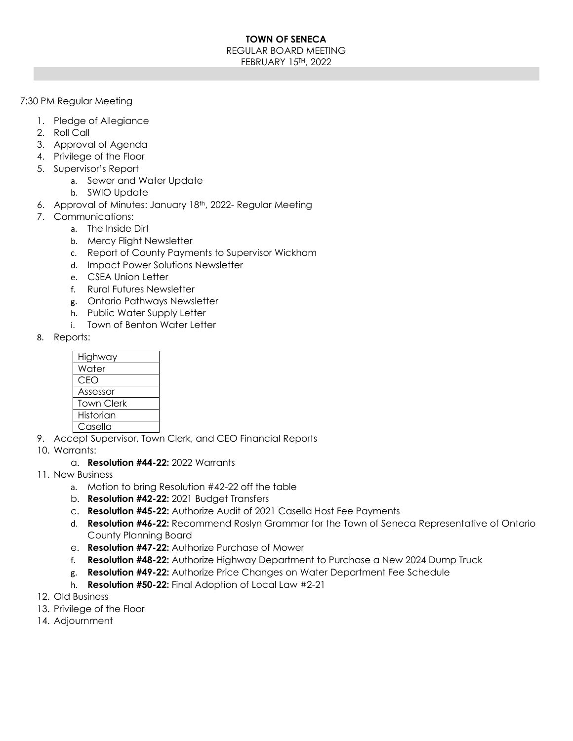**TOWN OF SENECA**

REGULAR BOARD MEETING

FEBRUARY 15TH, 2022

7:30 PM Regular Meeting

1. Pledge of Allegiance
2. Roll Call
3. Approval of Agenda
4. Privilege of the Floor
5. Supervisor's Report
   a. Sewer and Water Update
   b. SWIO Update
6. Approval of Minutes: January 18th, 2022- Regular Meeting
7. Communications:
   a. The Inside Dirt
   b. Mercy Flight Newsletter
   c. Report of County Payments to Supervisor Wickham
   d. Impact Power Solutions Newsletter
   e. CSEA Union Letter
   f. Rural Futures Newsletter
   g. Ontario Pathways Newsletter
   h. Public Water Supply Letter
   i. Town of Benton Water Letter
8. Reports:

| Highway |
|---|
| Water |
| CEO |
| Assessor |
| Town Clerk |
| Historian |
| Casella |

9. Accept Supervisor, Town Clerk, and CEO Financial Reports
10. Warrants:
    a. **Resolution #44-22:** 2022 Warrants
11. New Business
    a. Motion to bring Resolution #42-22 off the table
    b. **Resolution #42-22:** 2021 Budget Transfers
    c. **Resolution #45-22:** Authorize Audit of 2021 Casella Host Fee Payments
    d. **Resolution #46-22:** Recommend Roslyn Grammar for the Town of Seneca Representative of Ontario County Planning Board
    e. **Resolution #47-22:** Authorize Purchase of Mower
    f. **Resolution #48-22:** Authorize Highway Department to Purchase a New 2024 Dump Truck
    g. **Resolution #49-22:** Authorize Price Changes on Water Department Fee Schedule
    h. **Resolution #50-22:** Final Adoption of Local Law #2-21
12. Old Business
13. Privilege of the Floor
14. Adjournment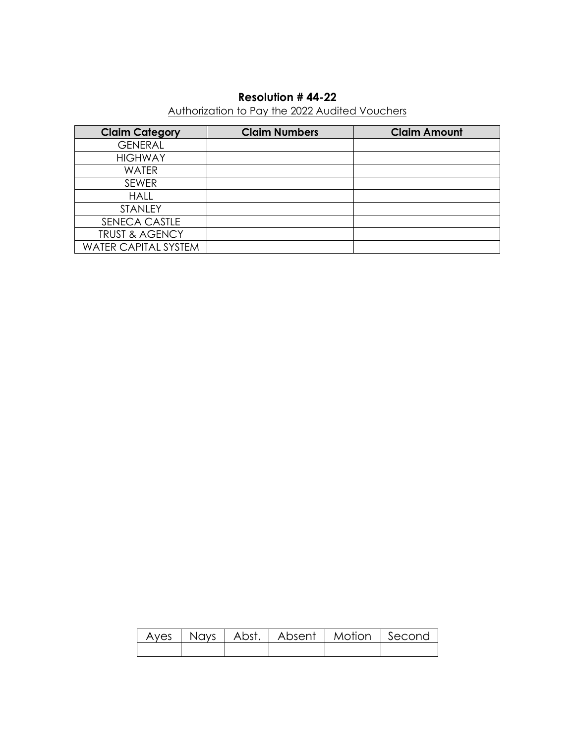**Resolution # 44-22**

Authorization to Pay the 2022 Audited Vouchers

| Claim Category | Claim Numbers | Claim Amount |
|---|---|---|
| GENERAL | | |
| HIGHWAY | | |
| WATER | | |
| SEWER | | |
| HALL | | |
| STANLEY | | |
| SENECA CASTLE | | |
| TRUST & AGENCY | | |
| WATER CAPITAL SYSTEM | | |

| Ayes | Nays | Abst. | Absent | Motion | Second |
|---|---|---|---|---|---|
| | | | | | |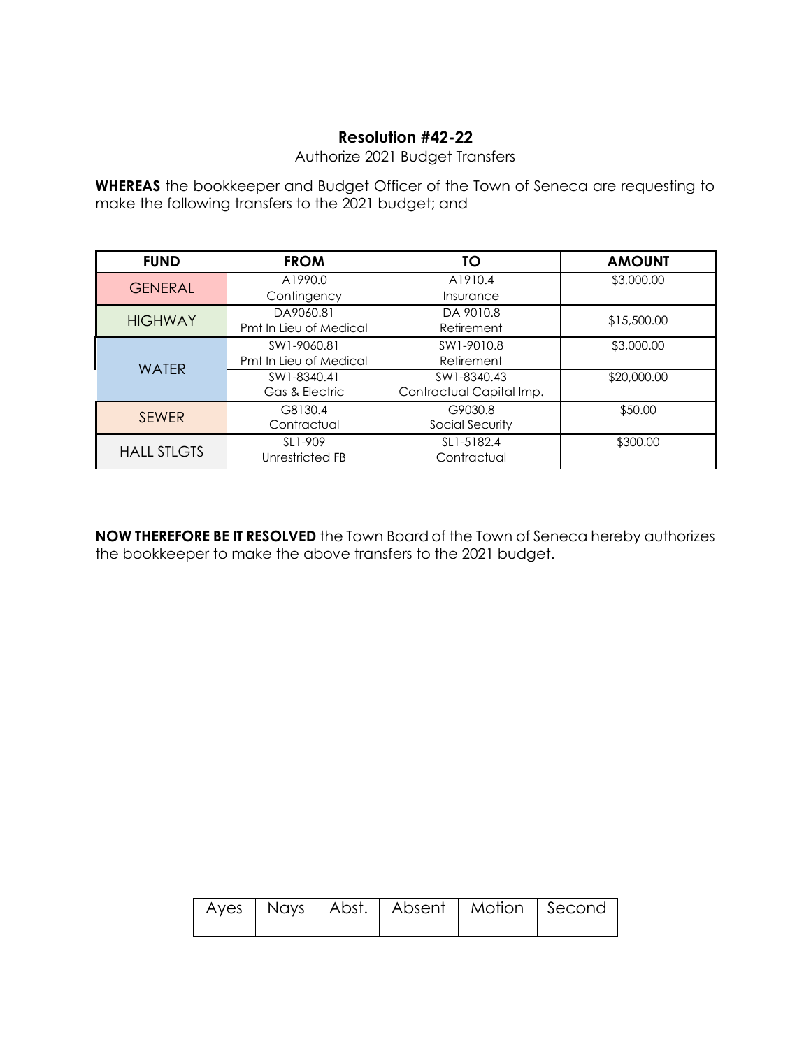## Resolution #42-22

Authorize 2021 Budget Transfers

**WHEREAS** the bookkeeper and Budget Officer of the Town of Seneca are requesting to make the following transfers to the 2021 budget; and

| FUND | FROM | TO | AMOUNT |
|---|---|---|---|
| GENERAL | A1990.0<br>Contingency | A1910.4<br>Insurance | $3,000.00 |
| HIGHWAY | DA9060.81<br>Pmt In Lieu of Medical | DA 9010.8<br>Retirement | $15,500.00 |
| WATER | SW1-9060.81<br>Pmt In Lieu of Medical | SW1-9010.8<br>Retirement | $3,000.00 |
| | SW1-8340.41<br>Gas & Electric | SW1-8340.43<br>Contractual Capital Imp. | $20,000.00 |
| SEWER | G8130.4<br>Contractual | G9030.8<br>Social Security | $50.00 |
| HALL STLGTS | SL1-909<br>Unrestricted FB | SL1-5182.4<br>Contractual | $300.00 |

**NOW THEREFORE BE IT RESOLVED** the Town Board of the Town of Seneca hereby authorizes the bookkeeper to make the above transfers to the 2021 budget.

| Ayes | Nays | Abst. | Absent | Motion | Second |
|---|---|---|---|---|---|
| | | | | | |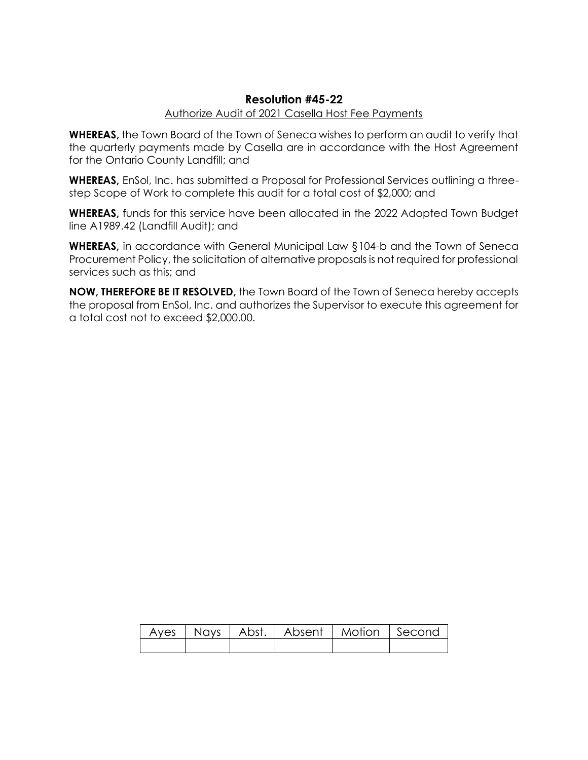## Resolution #45-22

Authorize Audit of 2021 Casella Host Fee Payments

**WHEREAS,** the Town Board of the Town of Seneca wishes to perform an audit to verify that the quarterly payments made by Casella are in accordance with the Host Agreement for the Ontario County Landfill; and

**WHEREAS,** EnSol, Inc. has submitted a Proposal for Professional Services outlining a three-step Scope of Work to complete this audit for a total cost of $2,000; and

**WHEREAS,** funds for this service have been allocated in the 2022 Adopted Town Budget line A1989.42 (Landfill Audit); and

**WHEREAS,** in accordance with General Municipal Law §104-b and the Town of Seneca Procurement Policy, the solicitation of alternative proposals is not required for professional services such as this; and

**NOW, THEREFORE BE IT RESOLVED,** the Town Board of the Town of Seneca hereby accepts the proposal from EnSol, Inc. and authorizes the Supervisor to execute this agreement for a total cost not to exceed $2,000.00.

| Ayes | Nays | Abst. | Absent | Motion | Second |
|---|---|---|---|---|---|
| | | | | | |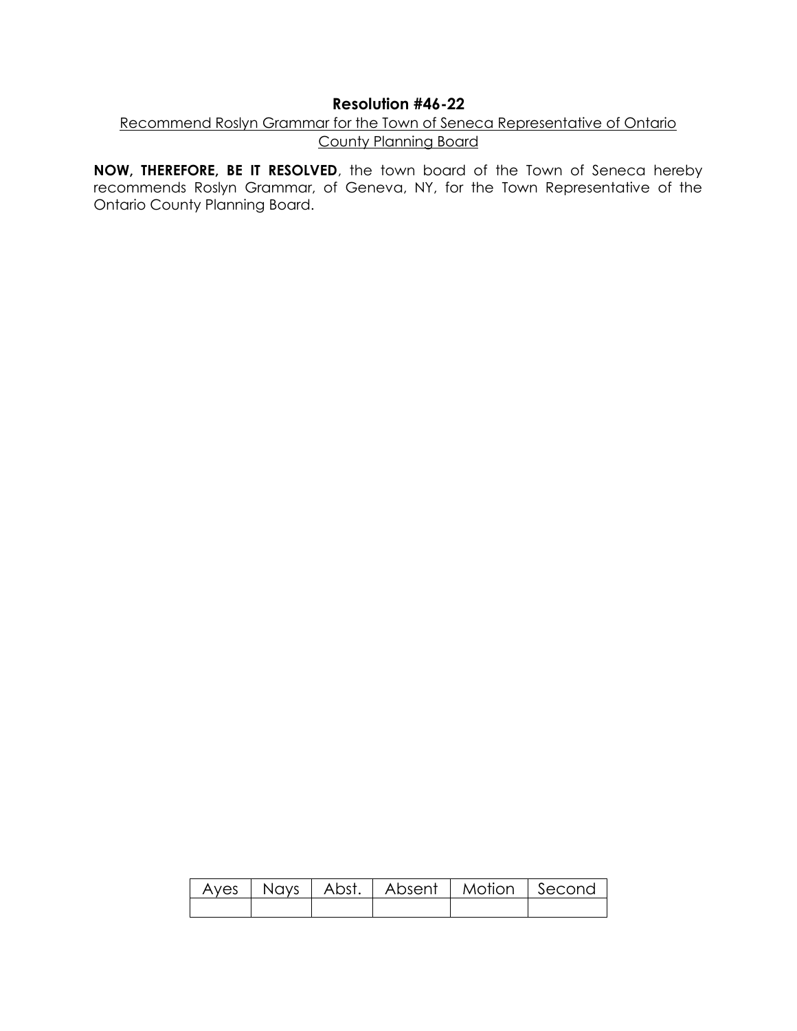## Resolution #46-22

Recommend Roslyn Grammar for the Town of Seneca Representative of Ontario County Planning Board

**NOW, THEREFORE, BE IT RESOLVED**, the town board of the Town of Seneca hereby recommends Roslyn Grammar, of Geneva, NY, for the Town Representative of the Ontario County Planning Board.

| Ayes | Nays | Abst. | Absent | Motion | Second |
|---|---|---|---|---|---|
| | | | | | |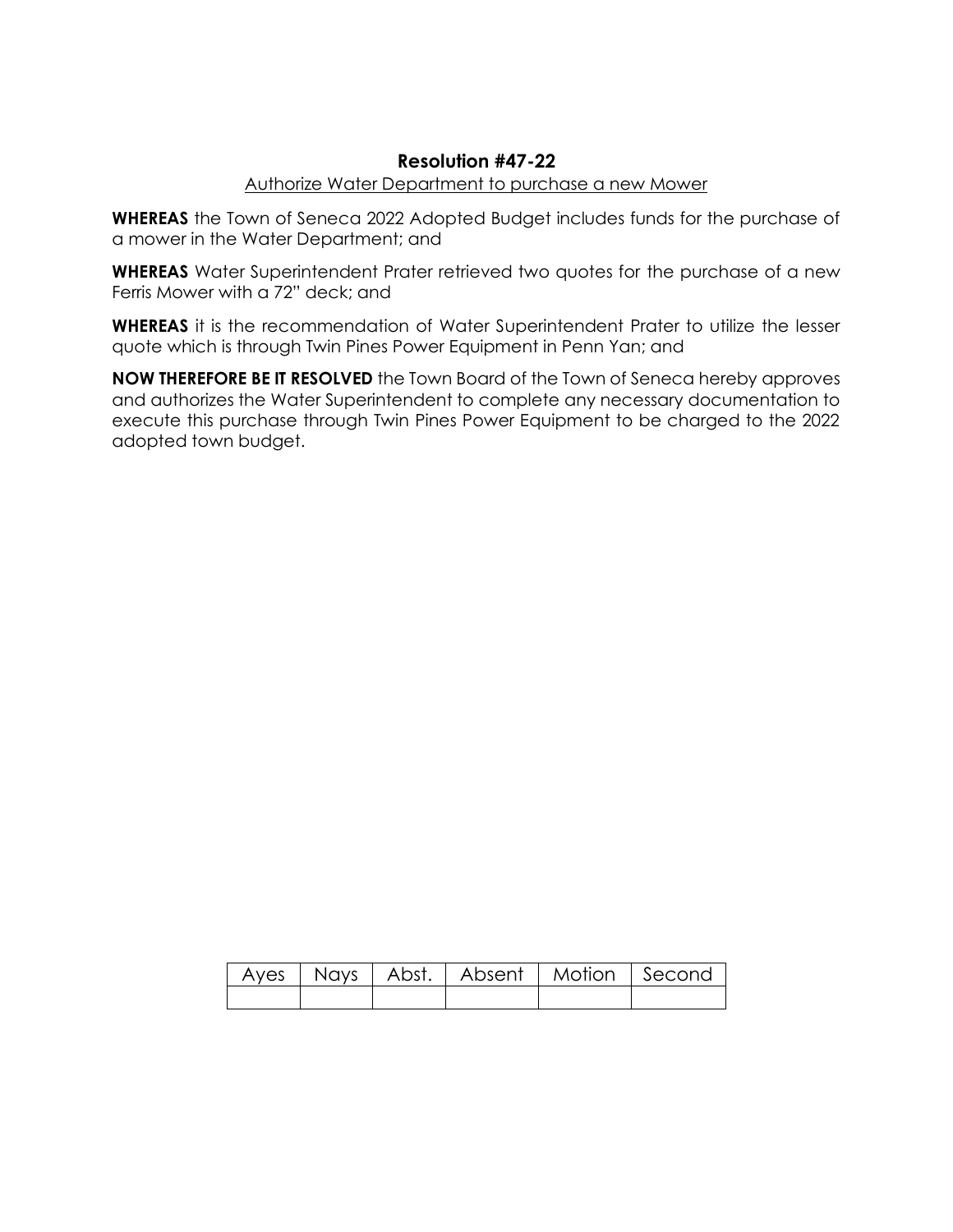# Resolution #47-22

Authorize Water Department to purchase a new Mower

**WHEREAS** the Town of Seneca 2022 Adopted Budget includes funds for the purchase of a mower in the Water Department; and

**WHEREAS** Water Superintendent Prater retrieved two quotes for the purchase of a new Ferris Mower with a 72" deck; and

**WHEREAS** it is the recommendation of Water Superintendent Prater to utilize the lesser quote which is through Twin Pines Power Equipment in Penn Yan; and

**NOW THEREFORE BE IT RESOLVED** the Town Board of the Town of Seneca hereby approves and authorizes the Water Superintendent to complete any necessary documentation to execute this purchase through Twin Pines Power Equipment to be charged to the 2022 adopted town budget.

| Ayes | Nays | Abst. | Absent | Motion | Second |
|---|---|---|---|---|---|
| | | | | | |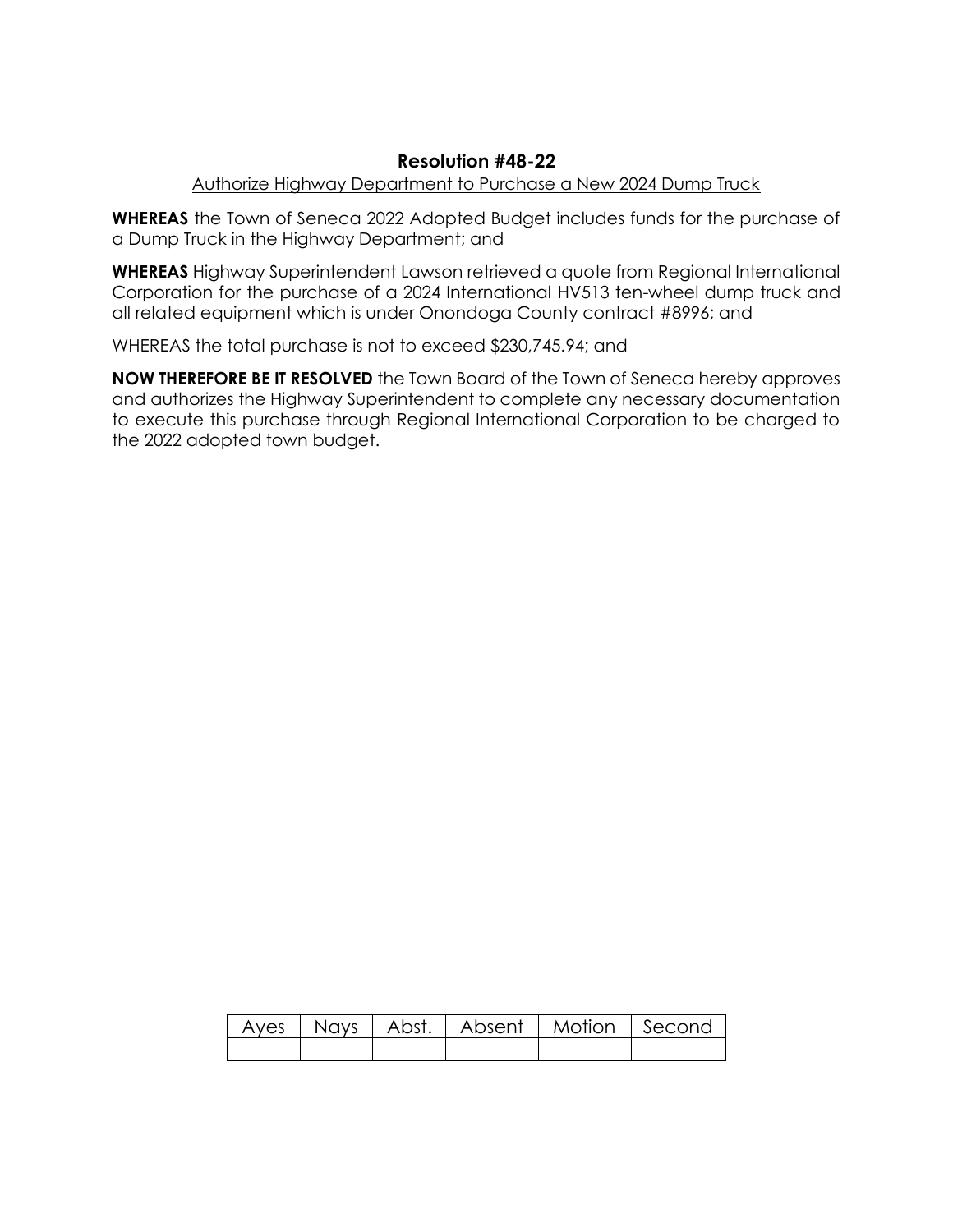## Resolution #48-22

Authorize Highway Department to Purchase a New 2024 Dump Truck

**WHEREAS** the Town of Seneca 2022 Adopted Budget includes funds for the purchase of a Dump Truck in the Highway Department; and

**WHEREAS** Highway Superintendent Lawson retrieved a quote from Regional International Corporation for the purchase of a 2024 International HV513 ten-wheel dump truck and all related equipment which is under Onondoga County contract #8996; and

WHEREAS the total purchase is not to exceed $230,745.94; and

**NOW THEREFORE BE IT RESOLVED** the Town Board of the Town of Seneca hereby approves and authorizes the Highway Superintendent to complete any necessary documentation to execute this purchase through Regional International Corporation to be charged to the 2022 adopted town budget.

| Ayes | Nays | Abst. | Absent | Motion | Second |
|---|---|---|---|---|---|
| | | | | | |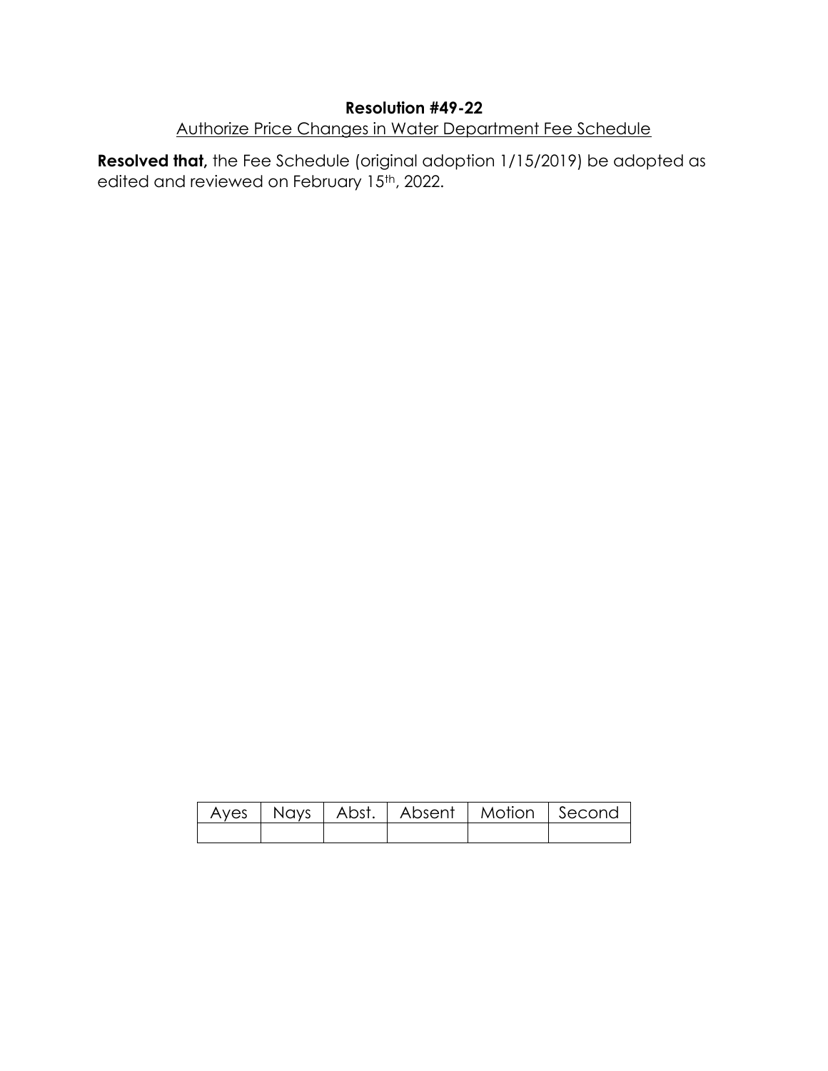**Resolution #49-22**

Authorize Price Changes in Water Department Fee Schedule

**Resolved that,** the Fee Schedule (original adoption 1/15/2019) be adopted as edited and reviewed on February 15th, 2022.

| Ayes | Nays | Abst. | Absent | Motion | Second |
|---|---|---|---|---|---|
| | | | | | |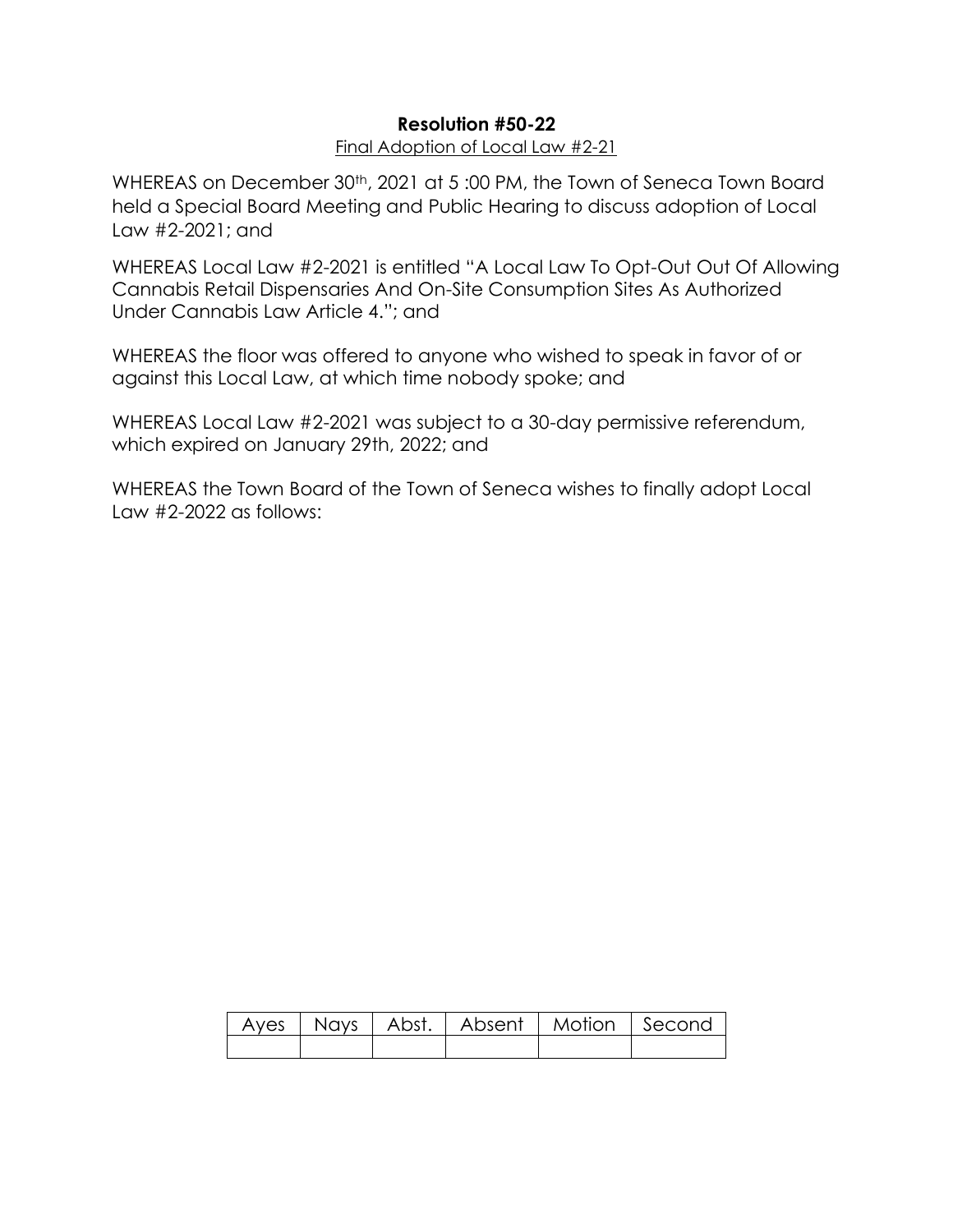**Resolution #50-22**

Final Adoption of Local Law #2-21

WHEREAS on December 30th, 2021 at 5 :00 PM, the Town of Seneca Town Board held a Special Board Meeting and Public Hearing to discuss adoption of Local Law #2-2021; and

WHEREAS Local Law #2-2021 is entitled "A Local Law To Opt-Out Out Of Allowing Cannabis Retail Dispensaries And On-Site Consumption Sites As Authorized Under Cannabis Law Article 4."; and

WHEREAS the floor was offered to anyone who wished to speak in favor of or against this Local Law, at which time nobody spoke; and

WHEREAS Local Law #2-2021 was subject to a 30-day permissive referendum, which expired on January 29th, 2022; and

WHEREAS the Town Board of the Town of Seneca wishes to finally adopt Local Law #2-2022 as follows:

| Ayes | Nays | Abst. | Absent | Motion | Second |
|---|---|---|---|---|---|
| | | | | | |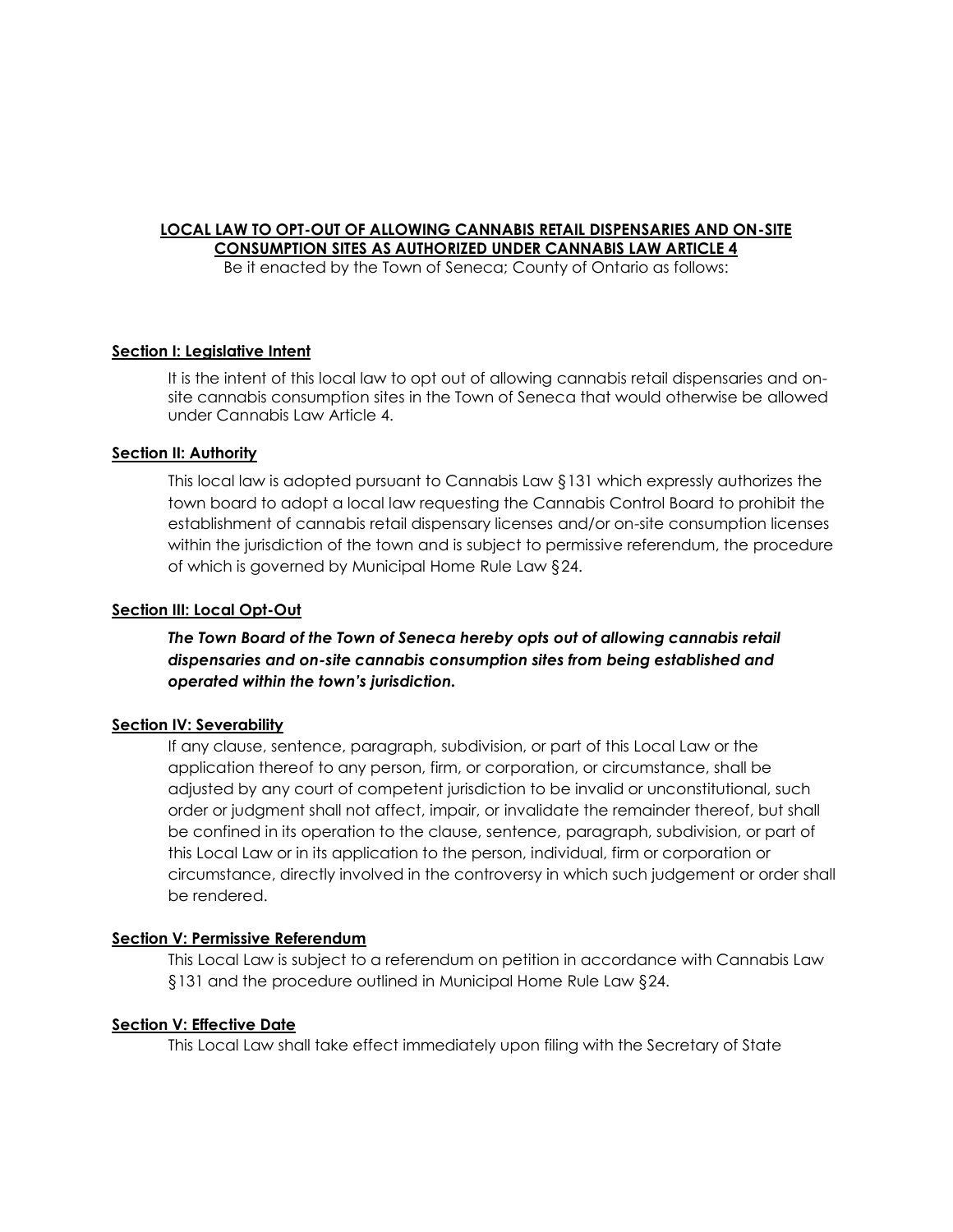**LOCAL LAW TO OPT-OUT OF ALLOWING CANNABIS RETAIL DISPENSARIES AND ON-SITE CONSUMPTION SITES AS AUTHORIZED UNDER CANNABIS LAW ARTICLE 4**

Be it enacted by the Town of Seneca; County of Ontario as follows:

**Section I: Legislative Intent**

It is the intent of this local law to opt out of allowing cannabis retail dispensaries and on-site cannabis consumption sites in the Town of Seneca that would otherwise be allowed under Cannabis Law Article 4.

**Section II: Authority**

This local law is adopted pursuant to Cannabis Law §131 which expressly authorizes the town board to adopt a local law requesting the Cannabis Control Board to prohibit the establishment of cannabis retail dispensary licenses and/or on-site consumption licenses within the jurisdiction of the town and is subject to permissive referendum, the procedure of which is governed by Municipal Home Rule Law §24.

**Section III: Local Opt-Out**

***The Town Board of the Town of Seneca hereby opts out of allowing cannabis retail dispensaries and on-site cannabis consumption sites from being established and operated within the town's jurisdiction.***

**Section IV: Severability**

If any clause, sentence, paragraph, subdivision, or part of this Local Law or the application thereof to any person, firm, or corporation, or circumstance, shall be adjusted by any court of competent jurisdiction to be invalid or unconstitutional, such order or judgment shall not affect, impair, or invalidate the remainder thereof, but shall be confined in its operation to the clause, sentence, paragraph, subdivision, or part of this Local Law or in its application to the person, individual, firm or corporation or circumstance, directly involved in the controversy in which such judgement or order shall be rendered.

**Section V: Permissive Referendum**

This Local Law is subject to a referendum on petition in accordance with Cannabis Law §131 and the procedure outlined in Municipal Home Rule Law §24.

**Section V: Effective Date**

This Local Law shall take effect immediately upon filing with the Secretary of State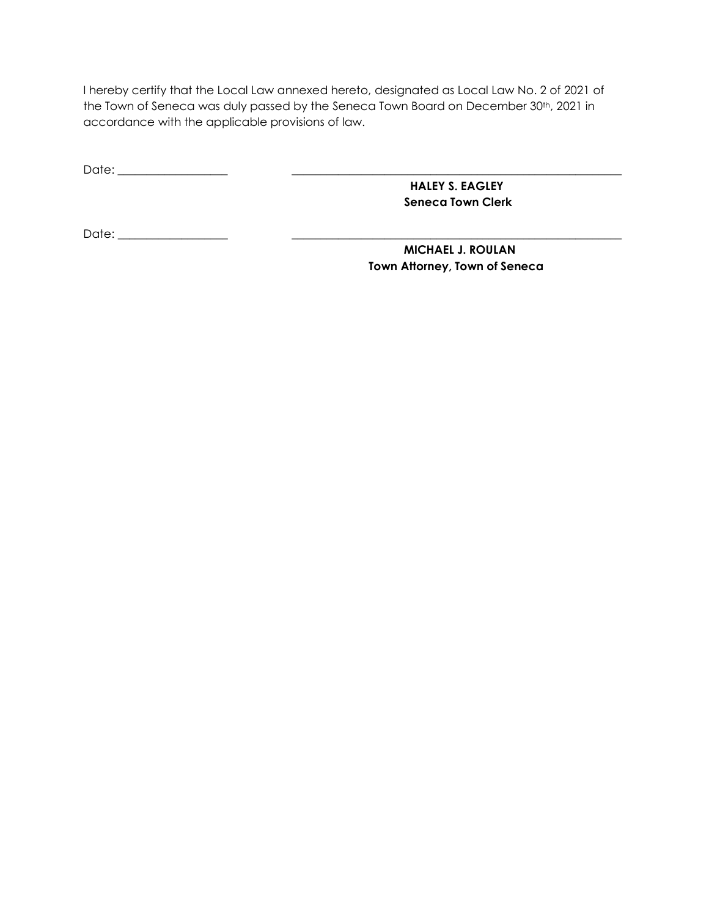I hereby certify that the Local Law annexed hereto, designated as Local Law No. 2 of 2021 of the Town of Seneca was duly passed by the Seneca Town Board on December 30th, 2021 in accordance with the applicable provisions of law.

Date: ___________________ \_\_\_\_\_\_\_\_\_\_\_\_\_\_\_\_\_\_\_\_\_\_\_\_\_\_\_\_\_\_\_\_\_\_\_\_\_\_\_\_\_\_\_\_\_\_\_\_\_\_\_\_\_\_\_\_\_\_

**HALEY S. EAGLEY**
**Seneca Town Clerk**

Date: ___________________ \_\_\_\_\_\_\_\_\_\_\_\_\_\_\_\_\_\_\_\_\_\_\_\_\_\_\_\_\_\_\_\_\_\_\_\_\_\_\_\_\_\_\_\_\_\_\_\_\_\_\_\_\_\_\_\_\_\_

**MICHAEL J. ROULAN**
**Town Attorney, Town of Seneca**